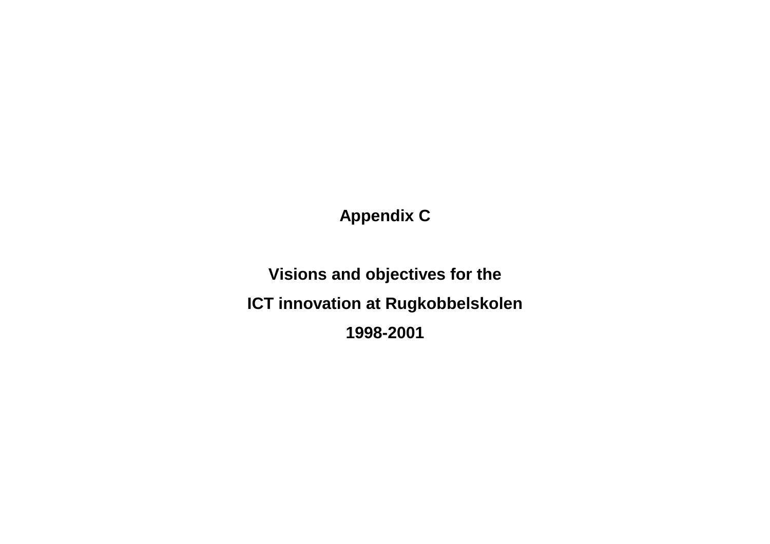# Appendix C

## Visions and objectives for the ICT innovation at Rugkobbelskolen 1998-2001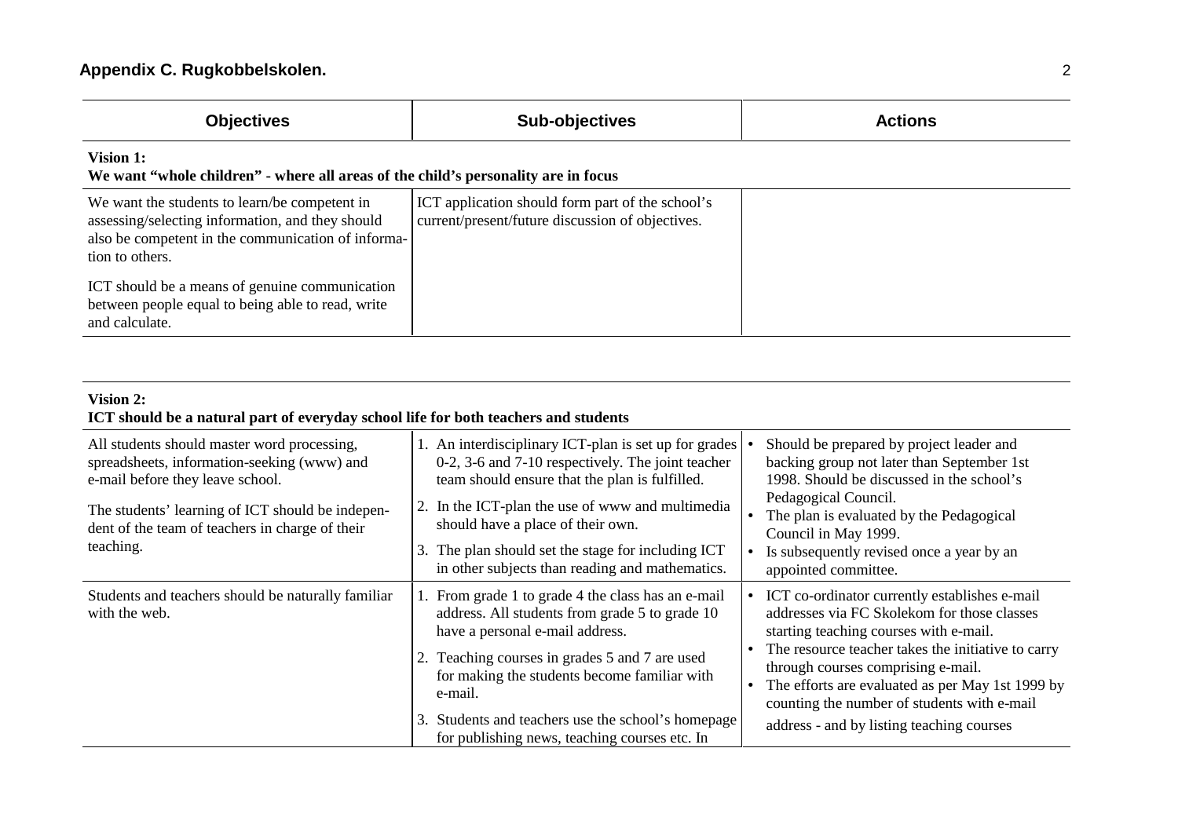## Appendix C. Rugkobbelskolen.

| Objectives | Sub-objectives | Actions |
|---|---|---|
| **Vision 1:** **We want "whole children" - where all areas of the child's personality are in focus** | | |
| We want the students to learn/be competent in assessing/selecting information, and they should also be competent in the communication of information to others. <br><br> ICT should be a means of genuine communication between people equal to being able to read, write and calculate. | ICT application should form part of the school's current/present/future discussion of objectives. | |

| Objectives | Sub-objectives | Actions |
|---|---|---|
| **Vision 2:** **ICT should be a natural part of everyday school life for both teachers and students** | | |
| All students should master word processing, spreadsheets, information-seeking (www) and e-mail before they leave school. <br><br> The students' learning of ICT should be independent of the team of teachers in charge of their teaching. | 1. An interdisciplinary ICT-plan is set up for grades 0-2, 3-6 and 7-10 respectively. The joint teacher team should ensure that the plan is fulfilled. <br> 2. In the ICT-plan the use of www and multimedia should have a place of their own. <br> 3. The plan should set the stage for including ICT in other subjects than reading and mathematics. | • Should be prepared by project leader and backing group not later than September 1st 1998. Should be discussed in the school's Pedagogical Council. <br> • The plan is evaluated by the Pedagogical Council in May 1999. <br> • Is subsequently revised once a year by an appointed committee. |
| Students and teachers should be naturally familiar with the web. | 1. From grade 1 to grade 4 the class has an e-mail address. All students from grade 5 to grade 10 have a personal e-mail address. <br> 2. Teaching courses in grades 5 and 7 are used for making the students become familiar with e-mail. <br> 3. Students and teachers use the school's homepage for publishing news, teaching courses etc. In | • ICT co-ordinator currently establishes e-mail addresses via FC Skolekom for those classes starting teaching courses with e-mail. <br> • The resource teacher takes the initiative to carry through courses comprising e-mail. <br> • The efforts are evaluated as per May 1st 1999 by counting the number of students with e-mail address - and by listing teaching courses |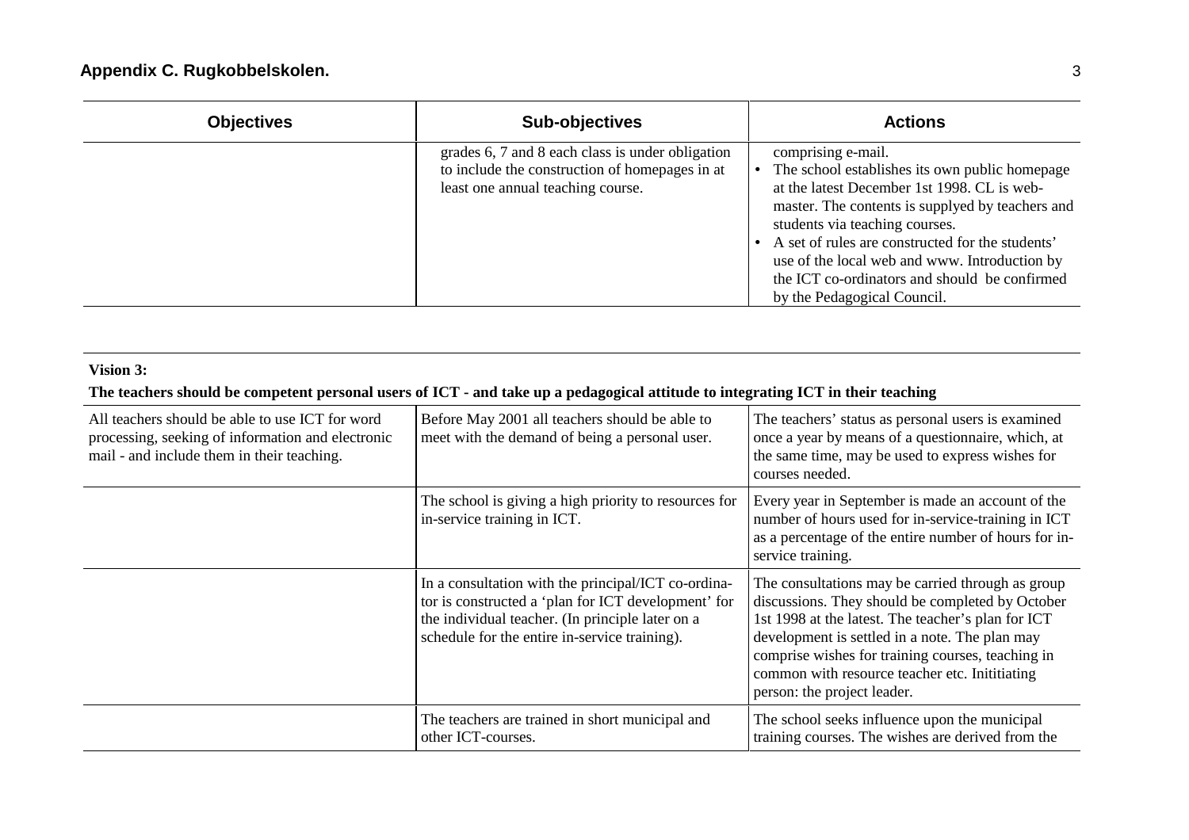## Appendix C. Rugkobbelskolen.

| Objectives | Sub-objectives | Actions |
|---|---|---|
| | grades 6, 7 and 8 each class is under obligation to include the construction of homepages in at least one annual teaching course. | comprising e-mail.<br>• The school establishes its own public homepage at the latest December 1st 1998. CL is web-master. The contents is supplyed by teachers and students via teaching courses.<br>• A set of rules are constructed for the students' use of the local web and www. Introduction by the ICT co-ordinators and should be confirmed by the Pedagogical Council. |

**Vision 3:**

**The teachers should be competent personal users of ICT - and take up a pedagogical attitude to integrating ICT in their teaching**

| Objectives | Sub-objectives | Actions |
|---|---|---|
| All teachers should be able to use ICT for word processing, seeking of information and electronic mail - and include them in their teaching. | Before May 2001 all teachers should be able to meet with the demand of being a personal user. | The teachers' status as personal users is examined once a year by means of a questionnaire, which, at the same time, may be used to express wishes for courses needed. |
| | The school is giving a high priority to resources for in-service training in ICT. | Every year in September is made an account of the number of hours used for in-service-training in ICT as a percentage of the entire number of hours for in-service training. |
| | In a consultation with the principal/ICT co-ordinator is constructed a 'plan for ICT development' for the individual teacher. (In principle later on a schedule for the entire in-service training). | The consultations may be carried through as group discussions. They should be completed by October 1st 1998 at the latest. The teacher's plan for ICT development is settled in a note. The plan may comprise wishes for training courses, teaching in common with resource teacher etc. Inititiating person: the project leader. |
| | The teachers are trained in short municipal and other ICT-courses. | The school seeks influence upon the municipal training courses. The wishes are derived from the |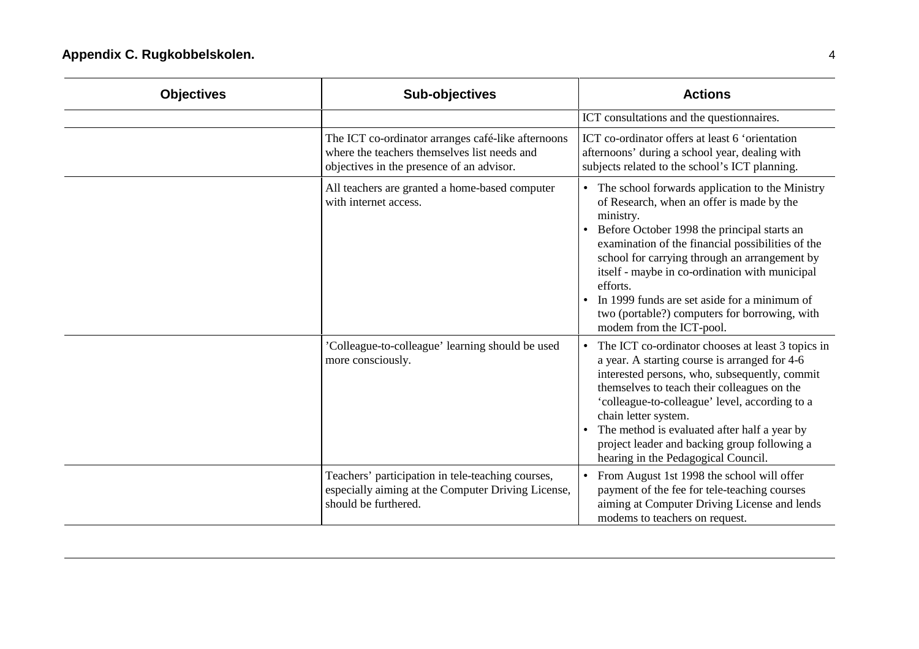## Appendix C. Rugkobbelskolen.

| Objectives | Sub-objectives | Actions |
| --- | --- | --- |
| | | ICT consultations and the questionnaires. |
| | The ICT co-ordinator arranges café-like afternoons where the teachers themselves list needs and objectives in the presence of an advisor. | ICT co-ordinator offers at least 6 'orientation afternoons' during a school year, dealing with subjects related to the school's ICT planning. |
| | All teachers are granted a home-based computer with internet access. | • The school forwards application to the Ministry of Research, when an offer is made by the ministry.<br>• Before October 1998 the principal starts an examination of the financial possibilities of the school for carrying through an arrangement by itself - maybe in co-ordination with municipal efforts.<br>• In 1999 funds are set aside for a minimum of two (portable?) computers for borrowing, with modem from the ICT-pool. |
| | 'Colleague-to-colleague' learning should be used more consciously. | • The ICT co-ordinator chooses at least 3 topics in a year. A starting course is arranged for 4-6 interested persons, who, subsequently, commit themselves to teach their colleagues on the 'colleague-to-colleague' level, according to a chain letter system.<br>• The method is evaluated after half a year by project leader and backing group following a hearing in the Pedagogical Council. |
| | Teachers' participation in tele-teaching courses, especially aiming at the Computer Driving License, should be furthered. | • From August 1st 1998 the school will offer payment of the fee for tele-teaching courses aiming at Computer Driving License and lends modems to teachers on request. |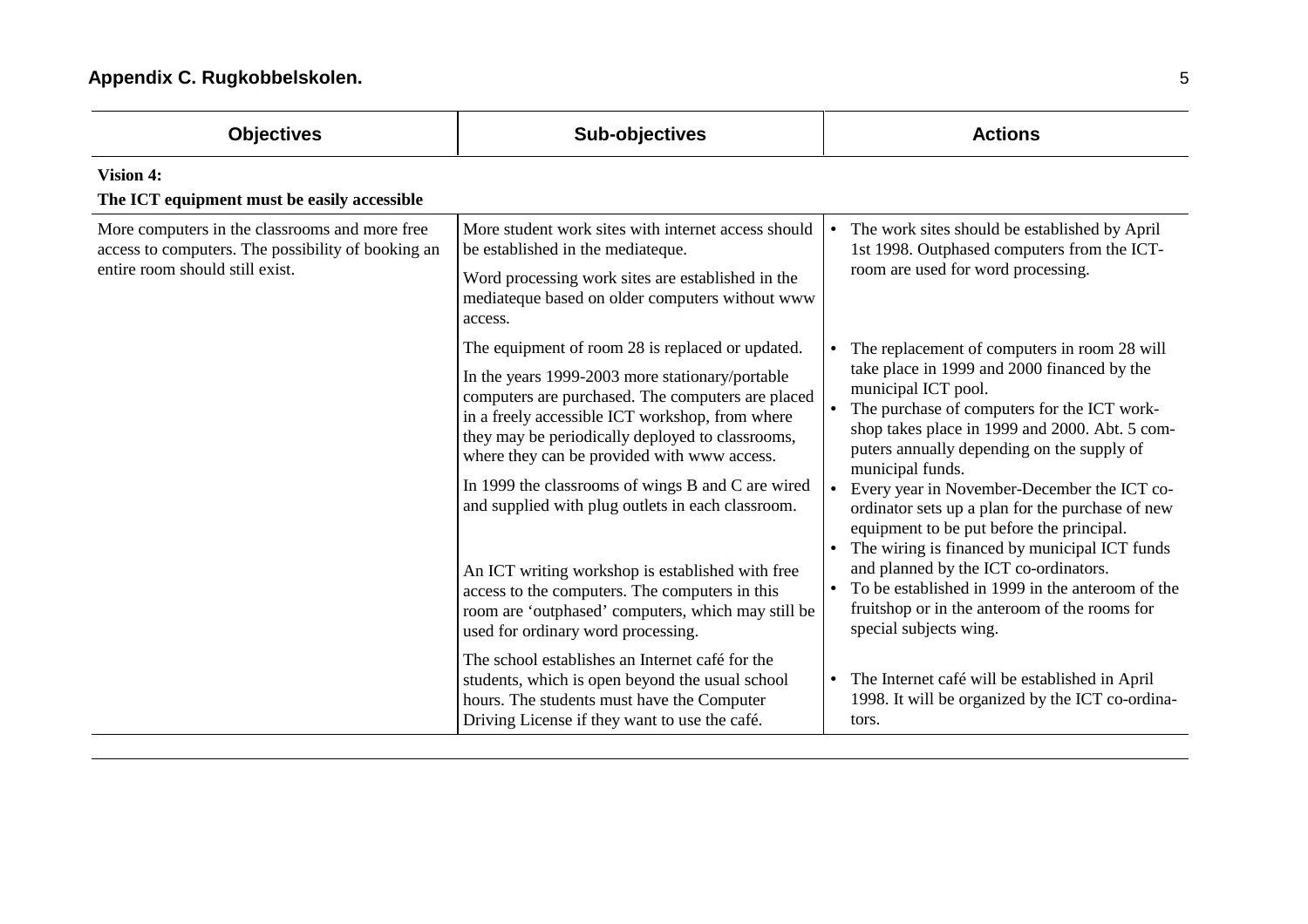## Appendix C. Rugkobbelskolen.

| Objectives | Sub-objectives | Actions |
|---|---|---|
| **Vision 4:** **The ICT equipment must be easily accessible** | | |
| More computers in the classrooms and more free access to computers. The possibility of booking an entire room should still exist. | More student work sites with internet access should be established in the mediateque.<br><br>Word processing work sites are established in the mediateque based on older computers without www access. | • The work sites should be established by April 1st 1998. Outphased computers from the ICT-room are used for word processing. |
| | The equipment of room 28 is replaced or updated.<br><br>In the years 1999-2003 more stationary/portable computers are purchased. The computers are placed in a freely accessible ICT workshop, from where they may be periodically deployed to classrooms, where they can be provided with www access. | • The replacement of computers in room 28 will take place in 1999 and 2000 financed by the municipal ICT pool.<br>• The purchase of computers for the ICT work-shop takes place in 1999 and 2000. Abt. 5 computers annually depending on the supply of municipal funds.<br>• Every year in November-December the ICT co-ordinator sets up a plan for the purchase of new equipment to be put before the principal. |
| | In 1999 the classrooms of wings B and C are wired and supplied with plug outlets in each classroom. | • The wiring is financed by municipal ICT funds and planned by the ICT co-ordinators. |
| | An ICT writing workshop is established with free access to the computers. The computers in this room are 'outphased' computers, which may still be used for ordinary word processing. | • To be established in 1999 in the anteroom of the fruitshop or in the anteroom of the rooms for special subjects wing. |
| | The school establishes an Internet café for the students, which is open beyond the usual school hours. The students must have the Computer Driving License if they want to use the café. | • The Internet café will be established in April 1998. It will be organized by the ICT co-ordinators. |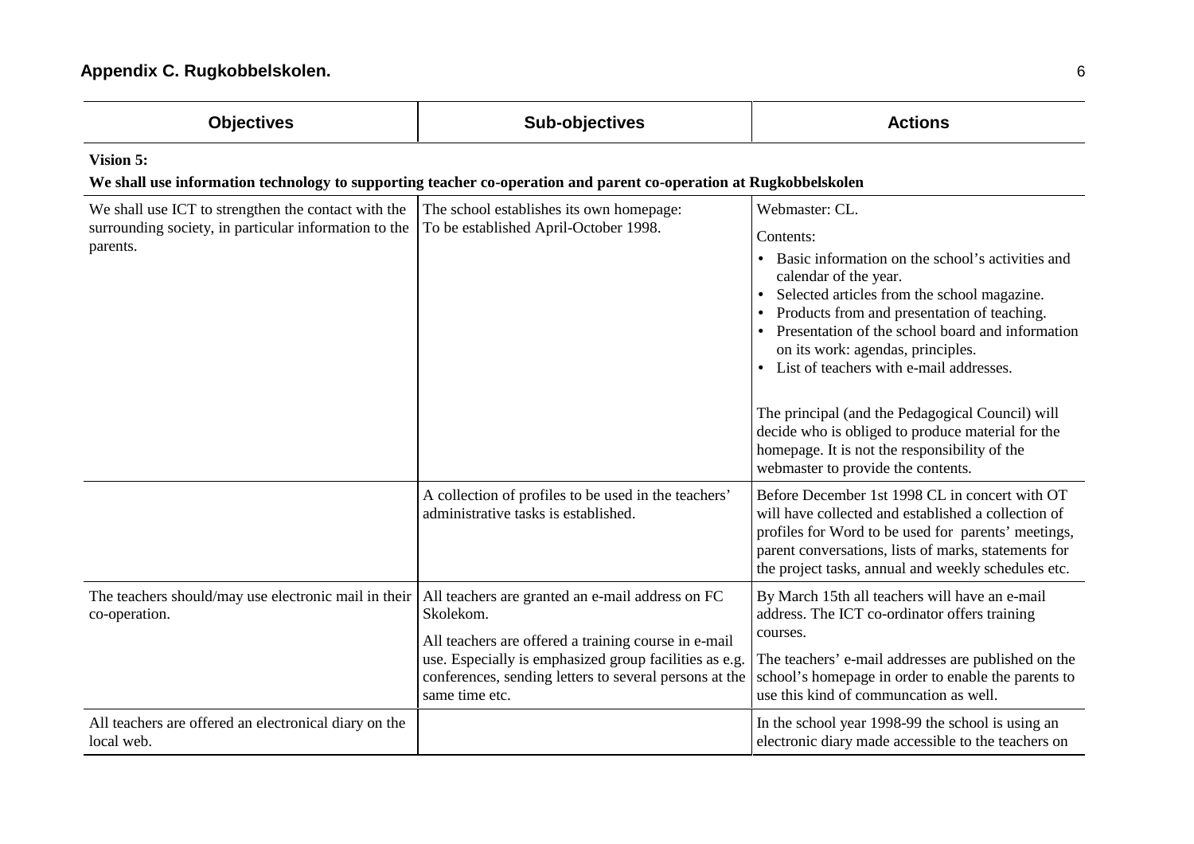## Appendix C. Rugkobbelskolen.

| Objectives | Sub-objectives | Actions |
|---|---|---|
| **Vision 5:** **We shall use information technology to supporting teacher co-operation and parent co-operation at Rugkobbelskolen** | | |
| We shall use ICT to strengthen the contact with the surrounding society, in particular information to the parents. | The school establishes its own homepage: To be established April-October 1998. | Webmaster: CL.<br>Contents:<br>• Basic information on the school's activities and calendar of the year.<br>• Selected articles from the school magazine.<br>• Products from and presentation of teaching.<br>• Presentation of the school board and information on its work: agendas, principles.<br>• List of teachers with e-mail addresses.<br><br>The principal (and the Pedagogical Council) will decide who is obliged to produce material for the homepage. It is not the responsibility of the webmaster to provide the contents. |
| | A collection of profiles to be used in the teachers' administrative tasks is established. | Before December 1st 1998 CL in concert with OT will have collected and established a collection of profiles for Word to be used for parents' meetings, parent conversations, lists of marks, statements for the project tasks, annual and weekly schedules etc. |
| The teachers should/may use electronic mail in their co-operation. | All teachers are granted an e-mail address on FC Skolekom.<br>All teachers are offered a training course in e-mail use. Especially is emphasized group facilities as e.g. conferences, sending letters to several persons at the same time etc. | By March 15th all teachers will have an e-mail address. The ICT co-ordinator offers training courses.<br>The teachers' e-mail addresses are published on the school's homepage in order to enable the parents to use this kind of communcation as well. |
| All teachers are offered an electronical diary on the local web. | | In the school year 1998-99 the school is using an electronic diary made accessible to the teachers on |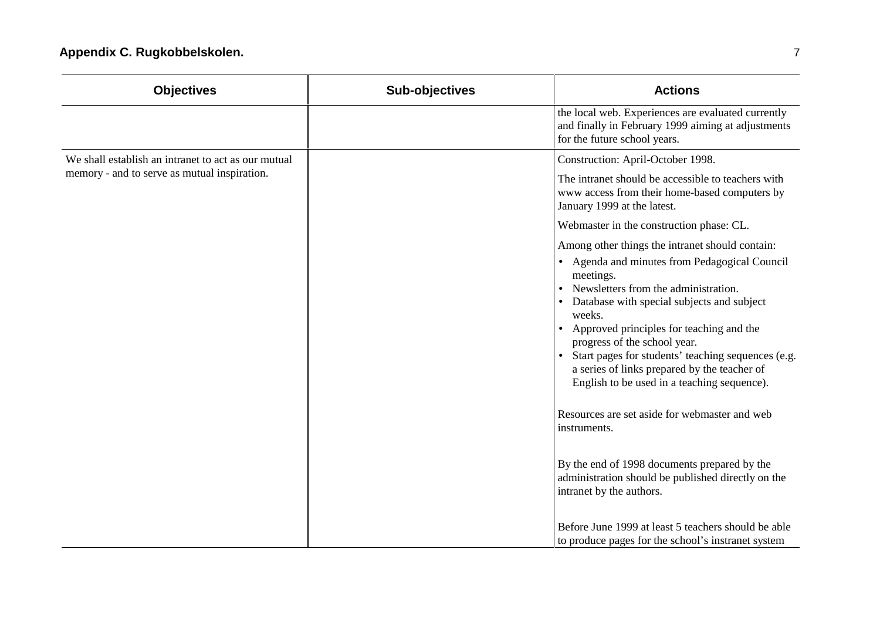## Appendix C. Rugkobbelskolen.

| Objectives | Sub-objectives | Actions |
|---|---|---|
| | | the local web. Experiences are evaluated currently and finally in February 1999 aiming at adjustments for the future school years. |
| We shall establish an intranet to act as our mutual memory - and to serve as mutual inspiration. | | Construction: April-October 1998.<br><br>The intranet should be accessible to teachers with www access from their home-based computers by January 1999 at the latest.<br><br>Webmaster in the construction phase: CL.<br><br>Among other things the intranet should contain:<br>• Agenda and minutes from Pedagogical Council meetings.<br>• Newsletters from the administration.<br>• Database with special subjects and subject weeks.<br>• Approved principles for teaching and the progress of the school year.<br>• Start pages for students' teaching sequences (e.g. a series of links prepared by the teacher of English to be used in a teaching sequence).<br><br>Resources are set aside for webmaster and web instruments.<br><br>By the end of 1998 documents prepared by the administration should be published directly on the intranet by the authors.<br><br>Before June 1999 at least 5 teachers should be able to produce pages for the school's instranet system |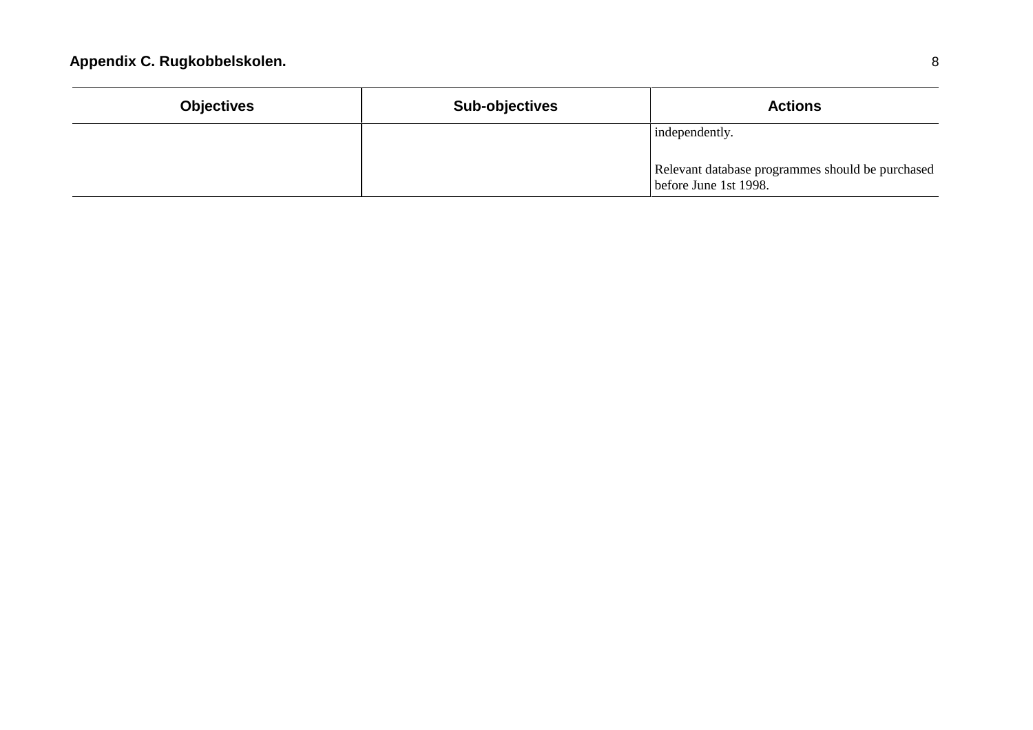| Objectives | Sub-objectives | Actions |
|---|---|---|
| | | independently.<br><br>Relevant database programmes should be purchased before June 1st 1998. |